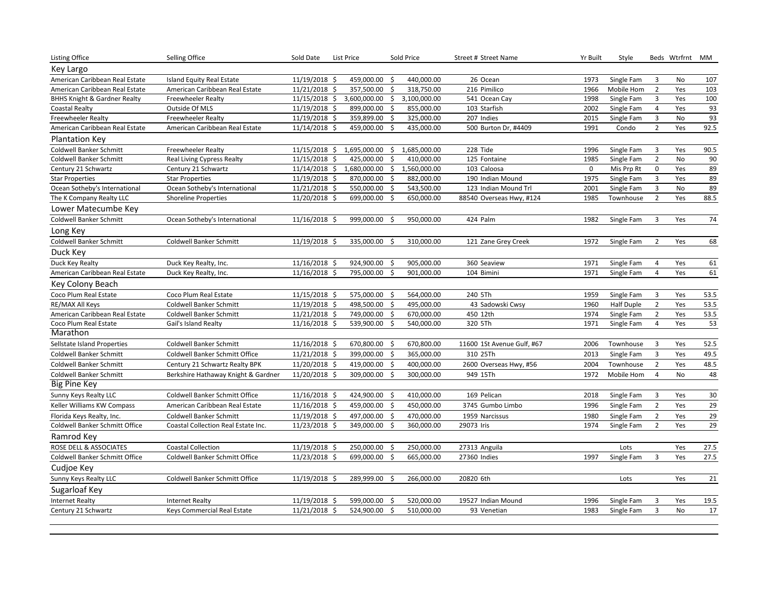| Listing Office | Selling Office | Sold Date | List Price | Sold Price | Street # Street Name | Yr Built | Style | Beds | Wtrfrnt | MM |
|---|---|---|---|---|---|---|---|---|---|---|
| **Key Largo** | | | | | | | | | | |
| American Caribbean Real Estate | Island Equity Real Estate | 11/19/2018 | $ 459,000.00 | $ 440,000.00 | 26 Ocean | 1973 | Single Fam | 3 | No | 107 |
| American Caribbean Real Estate | American Caribbean Real Estate | 11/21/2018 | $ 357,500.00 | $ 318,750.00 | 216 Pimilico | 1966 | Mobile Hom | 2 | Yes | 103 |
| BHHS Knight & Gardner Realty | Freewheeler Realty | 11/15/2018 | $ 3,600,000.00 | $ 3,100,000.00 | 541 Ocean Cay | 1998 | Single Fam | 3 | Yes | 100 |
| Coastal Realty | Outside Of MLS | 11/19/2018 | $ 899,000.00 | $ 855,000.00 | 103 Starfish | 2002 | Single Fam | 4 | Yes | 93 |
| Freewheeler Realty | Freewheeler Realty | 11/19/2018 | $ 359,899.00 | $ 325,000.00 | 207 Indies | 2015 | Single Fam | 3 | No | 93 |
| American Caribbean Real Estate | American Caribbean Real Estate | 11/14/2018 | $ 459,000.00 | $ 435,000.00 | 500 Burton Dr, #4409 | 1991 | Condo | 2 | Yes | 92.5 |
| **Plantation Key** | | | | | | | | | | |
| Coldwell Banker Schmitt | Freewheeler Realty | 11/15/2018 | $ 1,695,000.00 | $ 1,685,000.00 | 228 Tide | 1996 | Single Fam | 3 | Yes | 90.5 |
| Coldwell Banker Schmitt | Real Living Cypress Realty | 11/15/2018 | $ 425,000.00 | $ 410,000.00 | 125 Fontaine | 1985 | Single Fam | 2 | No | 90 |
| Century 21 Schwartz | Century 21 Schwartz | 11/14/2018 | $ 1,680,000.00 | $ 1,560,000.00 | 103 Caloosa | 0 | Mis Prp Rt | 0 | Yes | 89 |
| Star Properties | Star Properties | 11/19/2018 | $ 870,000.00 | $ 882,000.00 | 190 Indian Mound | 1975 | Single Fam | 3 | Yes | 89 |
| Ocean Sotheby's International | Ocean Sotheby's International | 11/21/2018 | $ 550,000.00 | $ 543,500.00 | 123 Indian Mound Trl | 2001 | Single Fam | 3 | No | 89 |
| The K Company Realty LLC | Shoreline Properties | 11/20/2018 | $ 699,000.00 | $ 650,000.00 | 88540 Overseas Hwy, #124 | 1985 | Townhouse | 2 | Yes | 88.5 |
| **Lower Matecumbe Key** | | | | | | | | | | |
| Coldwell Banker Schmitt | Ocean Sotheby's International | 11/16/2018 | $ 999,000.00 | $ 950,000.00 | 424 Palm | 1982 | Single Fam | 3 | Yes | 74 |
| **Long Key** | | | | | | | | | | |
| Coldwell Banker Schmitt | Coldwell Banker Schmitt | 11/19/2018 | $ 335,000.00 | $ 310,000.00 | 121 Zane Grey Creek | 1972 | Single Fam | 2 | Yes | 68 |
| **Duck Key** | | | | | | | | | | |
| Duck Key Realty | Duck Key Realty, Inc. | 11/16/2018 | $ 924,900.00 | $ 905,000.00 | 360 Seaview | 1971 | Single Fam | 4 | Yes | 61 |
| American Caribbean Real Estate | Duck Key Realty, Inc. | 11/16/2018 | $ 795,000.00 | $ 901,000.00 | 104 Bimini | 1971 | Single Fam | 4 | Yes | 61 |
| **Key Colony Beach** | | | | | | | | | | |
| Coco Plum Real Estate | Coco Plum Real Estate | 11/15/2018 | $ 575,000.00 | $ 564,000.00 | 240 5Th | 1959 | Single Fam | 3 | Yes | 53.5 |
| RE/MAX All Keys | Coldwell Banker Schmitt | 11/19/2018 | $ 498,500.00 | $ 495,000.00 | 43 Sadowski Cwsy | 1960 | Half Duple | 2 | Yes | 53.5 |
| American Caribbean Real Estate | Coldwell Banker Schmitt | 11/21/2018 | $ 749,000.00 | $ 670,000.00 | 450 12th | 1974 | Single Fam | 2 | Yes | 53.5 |
| Coco Plum Real Estate | Gail's Island Realty | 11/16/2018 | $ 539,900.00 | $ 540,000.00 | 320 5Th | 1971 | Single Fam | 4 | Yes | 53 |
| **Marathon** | | | | | | | | | | |
| Sellstate Island Properties | Coldwell Banker Schmitt | 11/16/2018 | $ 670,800.00 | $ 670,800.00 | 11600 1St Avenue Gulf, #67 | 2006 | Townhouse | 3 | Yes | 52.5 |
| Coldwell Banker Schmitt | Coldwell Banker Schmitt Office | 11/21/2018 | $ 399,000.00 | $ 365,000.00 | 310 25Th | 2013 | Single Fam | 3 | Yes | 49.5 |
| Coldwell Banker Schmitt | Century 21 Schwartz Realty BPK | 11/20/2018 | $ 419,000.00 | $ 400,000.00 | 2600 Overseas Hwy, #56 | 2004 | Townhouse | 2 | Yes | 48.5 |
| Coldwell Banker Schmitt | Berkshire Hathaway Knight & Gardner | 11/20/2018 | $ 309,000.00 | $ 300,000.00 | 949 15Th | 1972 | Mobile Hom | 4 | No | 48 |
| **Big Pine Key** | | | | | | | | | | |
| Sunny Keys Realty LLC | Coldwell Banker Schmitt Office | 11/16/2018 | $ 424,900.00 | $ 410,000.00 | 169 Pelican | 2018 | Single Fam | 3 | Yes | 30 |
| Keller Williams KW Compass | American Caribbean Real Estate | 11/16/2018 | $ 459,000.00 | $ 450,000.00 | 3745 Gumbo Limbo | 1996 | Single Fam | 2 | Yes | 29 |
| Florida Keys Realty, Inc. | Coldwell Banker Schmitt | 11/19/2018 | $ 497,000.00 | $ 470,000.00 | 1959 Narcissus | 1980 | Single Fam | 2 | Yes | 29 |
| Coldwell Banker Schmitt Office | Coastal Collection Real Estate Inc. | 11/23/2018 | $ 349,000.00 | $ 360,000.00 | 29073 Iris | 1974 | Single Fam | 2 | Yes | 29 |
| **Ramrod Key** | | | | | | | | | | |
| ROSE DELL & ASSOCIATES | Coastal Collection | 11/19/2018 | $ 250,000.00 | $ 250,000.00 | 27313 Anguila | | Lots | | Yes | 27.5 |
| Coldwell Banker Schmitt Office | Coldwell Banker Schmitt Office | 11/23/2018 | $ 699,000.00 | $ 665,000.00 | 27360 Indies | 1997 | Single Fam | 3 | Yes | 27.5 |
| **Cudjoe Key** | | | | | | | | | | |
| Sunny Keys Realty LLC | Coldwell Banker Schmitt Office | 11/19/2018 | $ 289,999.00 | $ 266,000.00 | 20820 6th | | Lots | | Yes | 21 |
| **Sugarloaf Key** | | | | | | | | | | |
| Internet Realty | Internet Realty | 11/19/2018 | $ 599,000.00 | $ 520,000.00 | 19527 Indian Mound | 1996 | Single Fam | 3 | Yes | 19.5 |
| Century 21 Schwartz | Keys Commercial Real Estate | 11/21/2018 | $ 524,900.00 | $ 510,000.00 | 93 Venetian | 1983 | Single Fam | 3 | No | 17 |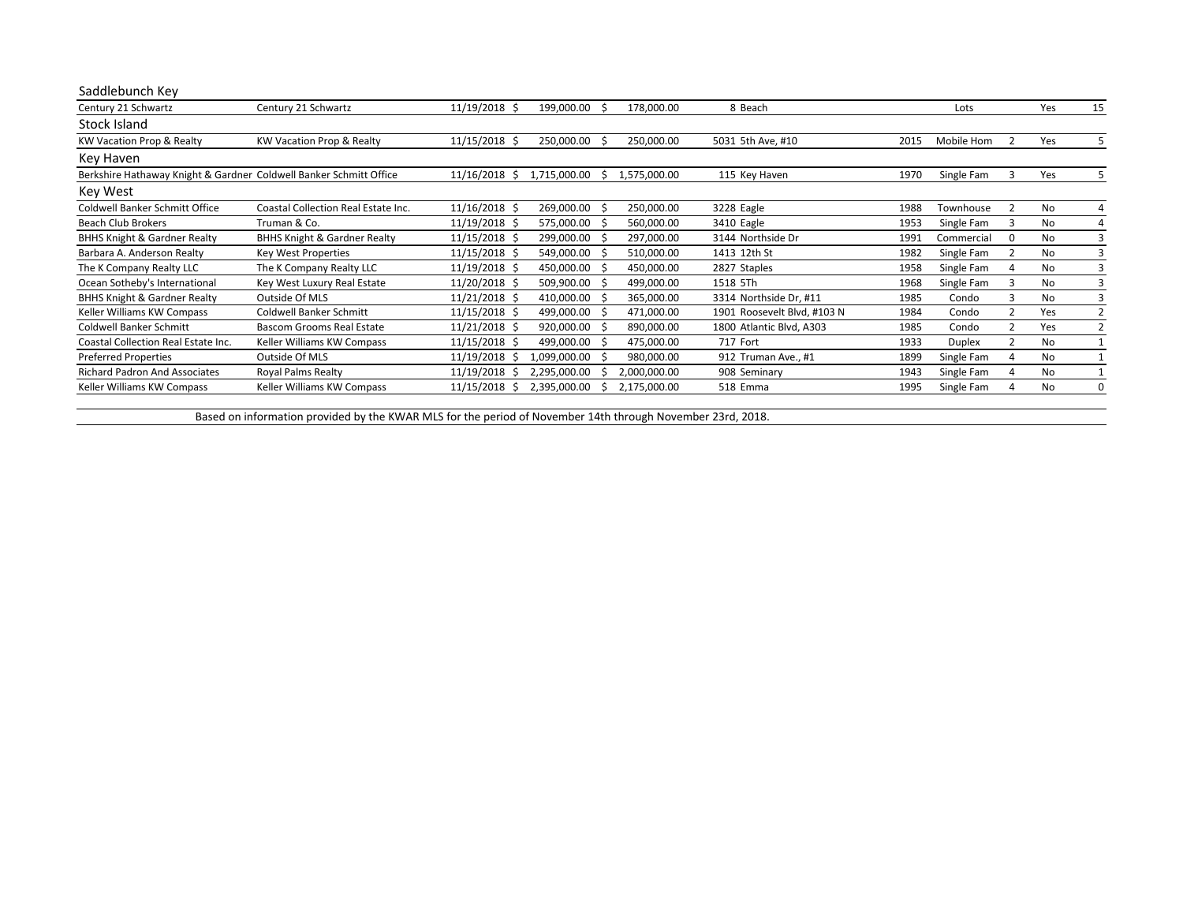| | | | | | | | | | | |
|---|---|---|---|---|---|---|---|---|---|---|
| **Saddlebunch Key** | | | | | | | | | | |
| Century 21 Schwartz | Century 21 Schwartz | 11/19/2018 | $ 199,000.00 | $ 178,000.00 | 8 Beach | | Lots | | Yes | 15 |
| **Stock Island** | | | | | | | | | | |
| KW Vacation Prop & Realty | KW Vacation Prop & Realty | 11/15/2018 | $ 250,000.00 | $ 250,000.00 | 5031 5th Ave, #10 | 2015 | Mobile Hom | 2 | Yes | 5 |
| **Key Haven** | | | | | | | | | | |
| Berkshire Hathaway Knight & Gardner | Coldwell Banker Schmitt Office | 11/16/2018 | $ 1,715,000.00 | $ 1,575,000.00 | 115 Key Haven | 1970 | Single Fam | 3 | Yes | 5 |
| **Key West** | | | | | | | | | | |
| Coldwell Banker Schmitt Office | Coastal Collection Real Estate Inc. | 11/16/2018 | $ 269,000.00 | $ 250,000.00 | 3228 Eagle | 1988 | Townhouse | 2 | No | 4 |
| Beach Club Brokers | Truman & Co. | 11/19/2018 | $ 575,000.00 | $ 560,000.00 | 3410 Eagle | 1953 | Single Fam | 3 | No | 4 |
| BHHS Knight & Gardner Realty | BHHS Knight & Gardner Realty | 11/15/2018 | $ 299,000.00 | $ 297,000.00 | 3144 Northside Dr | 1991 | Commercial | 0 | No | 3 |
| Barbara A. Anderson Realty | Key West Properties | 11/15/2018 | $ 549,000.00 | $ 510,000.00 | 1413 12th St | 1982 | Single Fam | 2 | No | 3 |
| The K Company Realty LLC | The K Company Realty LLC | 11/19/2018 | $ 450,000.00 | $ 450,000.00 | 2827 Staples | 1958 | Single Fam | 4 | No | 3 |
| Ocean Sotheby's International | Key West Luxury Real Estate | 11/20/2018 | $ 509,900.00 | $ 499,000.00 | 1518 5Th | 1968 | Single Fam | 3 | No | 3 |
| BHHS Knight & Gardner Realty | Outside Of MLS | 11/21/2018 | $ 410,000.00 | $ 365,000.00 | 3314 Northside Dr, #11 | 1985 | Condo | 3 | No | 3 |
| Keller Williams KW Compass | Coldwell Banker Schmitt | 11/15/2018 | $ 499,000.00 | $ 471,000.00 | 1901 Roosevelt Blvd, #103 N | 1984 | Condo | 2 | Yes | 2 |
| Coldwell Banker Schmitt | Bascom Grooms Real Estate | 11/21/2018 | $ 920,000.00 | $ 890,000.00 | 1800 Atlantic Blvd, A303 | 1985 | Condo | 2 | Yes | 2 |
| Coastal Collection Real Estate Inc. | Keller Williams KW Compass | 11/15/2018 | $ 499,000.00 | $ 475,000.00 | 717 Fort | 1933 | Duplex | 2 | No | 1 |
| Preferred Properties | Outside Of MLS | 11/19/2018 | $ 1,099,000.00 | $ 980,000.00 | 912 Truman Ave., #1 | 1899 | Single Fam | 4 | No | 1 |
| Richard Padron And Associates | Royal Palms Realty | 11/19/2018 | $ 2,295,000.00 | $ 2,000,000.00 | 908 Seminary | 1943 | Single Fam | 4 | No | 1 |
| Keller Williams KW Compass | Keller Williams KW Compass | 11/15/2018 | $ 2,395,000.00 | $ 2,175,000.00 | 518 Emma | 1995 | Single Fam | 4 | No | 0 |

Based on information provided by the KWAR MLS for the period of November 14th through November 23rd, 2018.